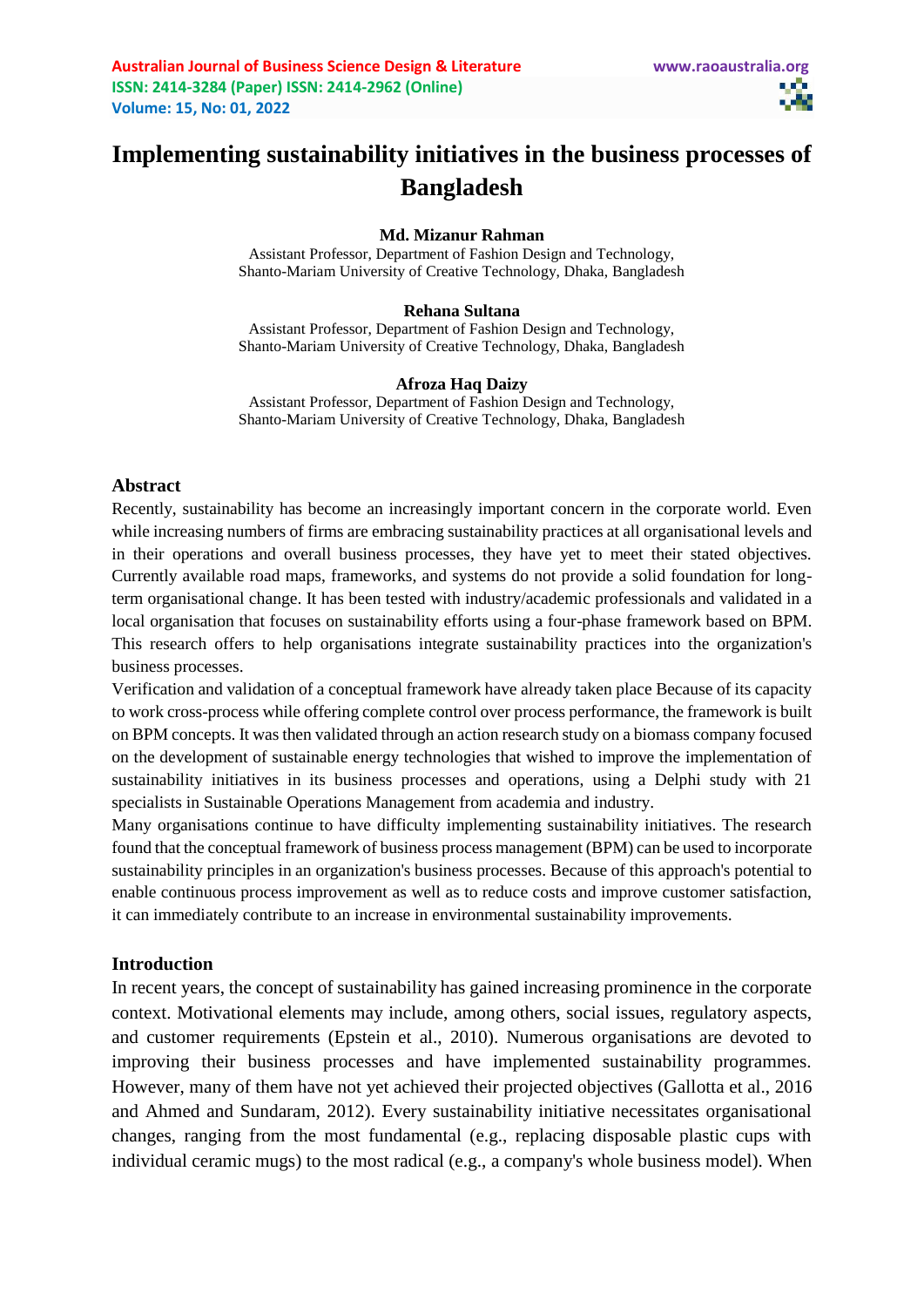# Implementing sustainability initiatives in the business processes of Bangladesh

**Md. Mizanur Rahman**
Assistant Professor, Department of Fashion Design and Technology,
Shanto-Mariam University of Creative Technology, Dhaka, Bangladesh

**Rehana Sultana**
Assistant Professor, Department of Fashion Design and Technology,
Shanto-Mariam University of Creative Technology, Dhaka, Bangladesh

**Afroza Haq Daizy**
Assistant Professor, Department of Fashion Design and Technology,
Shanto-Mariam University of Creative Technology, Dhaka, Bangladesh

## Abstract

Recently, sustainability has become an increasingly important concern in the corporate world. Even while increasing numbers of firms are embracing sustainability practices at all organisational levels and in their operations and overall business processes, they have yet to meet their stated objectives. Currently available road maps, frameworks, and systems do not provide a solid foundation for long-term organisational change. It has been tested with industry/academic professionals and validated in a local organisation that focuses on sustainability efforts using a four-phase framework based on BPM. This research offers to help organisations integrate sustainability practices into the organization's business processes.

Verification and validation of a conceptual framework have already taken place Because of its capacity to work cross-process while offering complete control over process performance, the framework is built on BPM concepts. It was then validated through an action research study on a biomass company focused on the development of sustainable energy technologies that wished to improve the implementation of sustainability initiatives in its business processes and operations, using a Delphi study with 21 specialists in Sustainable Operations Management from academia and industry.

Many organisations continue to have difficulty implementing sustainability initiatives. The research found that the conceptual framework of business process management (BPM) can be used to incorporate sustainability principles in an organization's business processes. Because of this approach's potential to enable continuous process improvement as well as to reduce costs and improve customer satisfaction, it can immediately contribute to an increase in environmental sustainability improvements.

## Introduction

In recent years, the concept of sustainability has gained increasing prominence in the corporate context. Motivational elements may include, among others, social issues, regulatory aspects, and customer requirements (Epstein et al., 2010). Numerous organisations are devoted to improving their business processes and have implemented sustainability programmes. However, many of them have not yet achieved their projected objectives (Gallotta et al., 2016 and Ahmed and Sundaram, 2012). Every sustainability initiative necessitates organisational changes, ranging from the most fundamental (e.g., replacing disposable plastic cups with individual ceramic mugs) to the most radical (e.g., a company's whole business model). When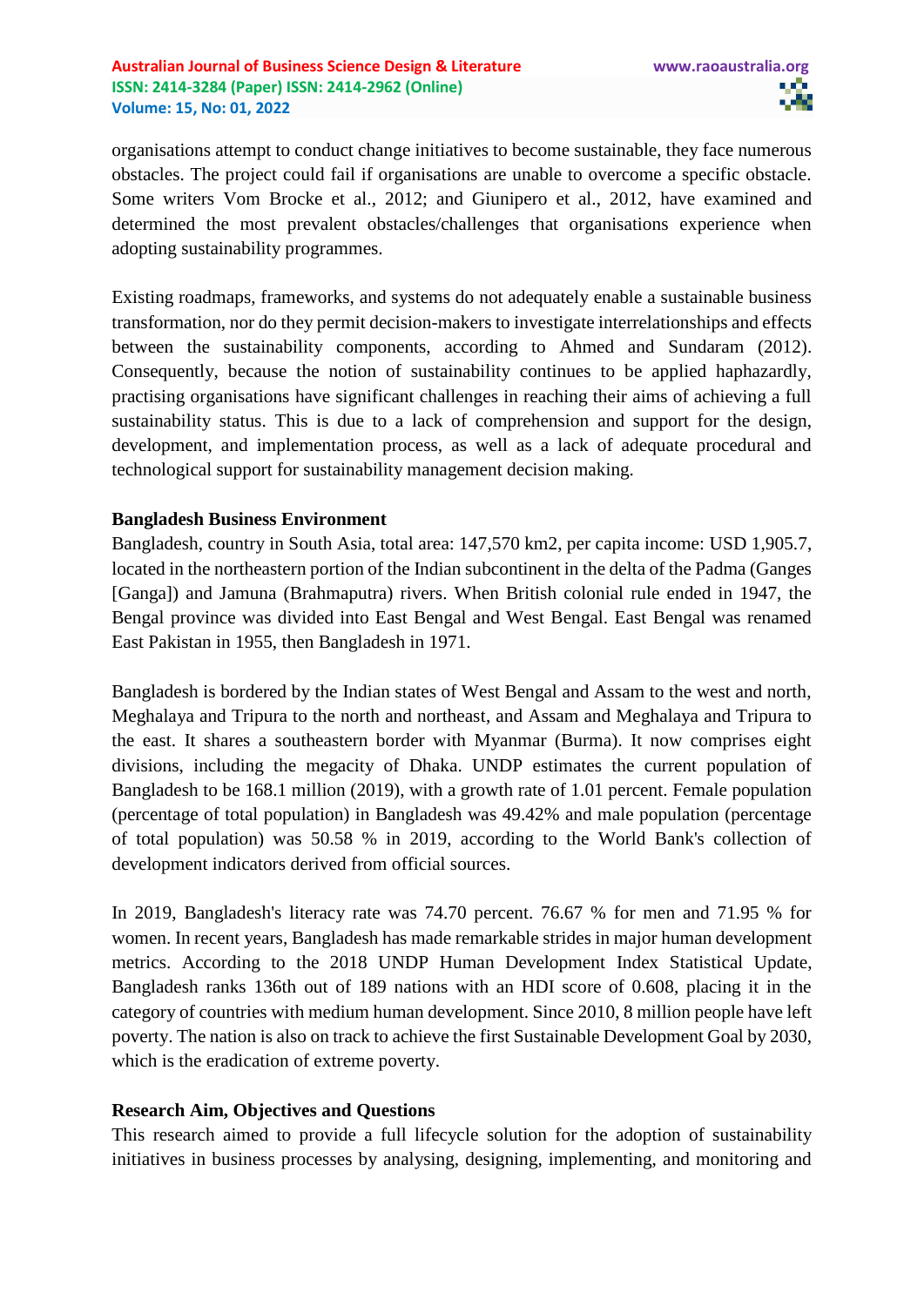organisations attempt to conduct change initiatives to become sustainable, they face numerous obstacles. The project could fail if organisations are unable to overcome a specific obstacle. Some writers Vom Brocke et al., 2012; and Giunipero et al., 2012, have examined and determined the most prevalent obstacles/challenges that organisations experience when adopting sustainability programmes.

Existing roadmaps, frameworks, and systems do not adequately enable a sustainable business transformation, nor do they permit decision-makers to investigate interrelationships and effects between the sustainability components, according to Ahmed and Sundaram (2012). Consequently, because the notion of sustainability continues to be applied haphazardly, practising organisations have significant challenges in reaching their aims of achieving a full sustainability status. This is due to a lack of comprehension and support for the design, development, and implementation process, as well as a lack of adequate procedural and technological support for sustainability management decision making.

**Bangladesh Business Environment**

Bangladesh, country in South Asia, total area: 147,570 km2, per capita income: USD 1,905.7, located in the northeastern portion of the Indian subcontinent in the delta of the Padma (Ganges [Ganga]) and Jamuna (Brahmaputra) rivers. When British colonial rule ended in 1947, the Bengal province was divided into East Bengal and West Bengal. East Bengal was renamed East Pakistan in 1955, then Bangladesh in 1971.

Bangladesh is bordered by the Indian states of West Bengal and Assam to the west and north, Meghalaya and Tripura to the north and northeast, and Assam and Meghalaya and Tripura to the east. It shares a southeastern border with Myanmar (Burma). It now comprises eight divisions, including the megacity of Dhaka. UNDP estimates the current population of Bangladesh to be 168.1 million (2019), with a growth rate of 1.01 percent. Female population (percentage of total population) in Bangladesh was 49.42% and male population (percentage of total population) was 50.58 % in 2019, according to the World Bank's collection of development indicators derived from official sources.

In 2019, Bangladesh's literacy rate was 74.70 percent. 76.67 % for men and 71.95 % for women. In recent years, Bangladesh has made remarkable strides in major human development metrics. According to the 2018 UNDP Human Development Index Statistical Update, Bangladesh ranks 136th out of 189 nations with an HDI score of 0.608, placing it in the category of countries with medium human development. Since 2010, 8 million people have left poverty. The nation is also on track to achieve the first Sustainable Development Goal by 2030, which is the eradication of extreme poverty.

**Research Aim, Objectives and Questions**

This research aimed to provide a full lifecycle solution for the adoption of sustainability initiatives in business processes by analysing, designing, implementing, and monitoring and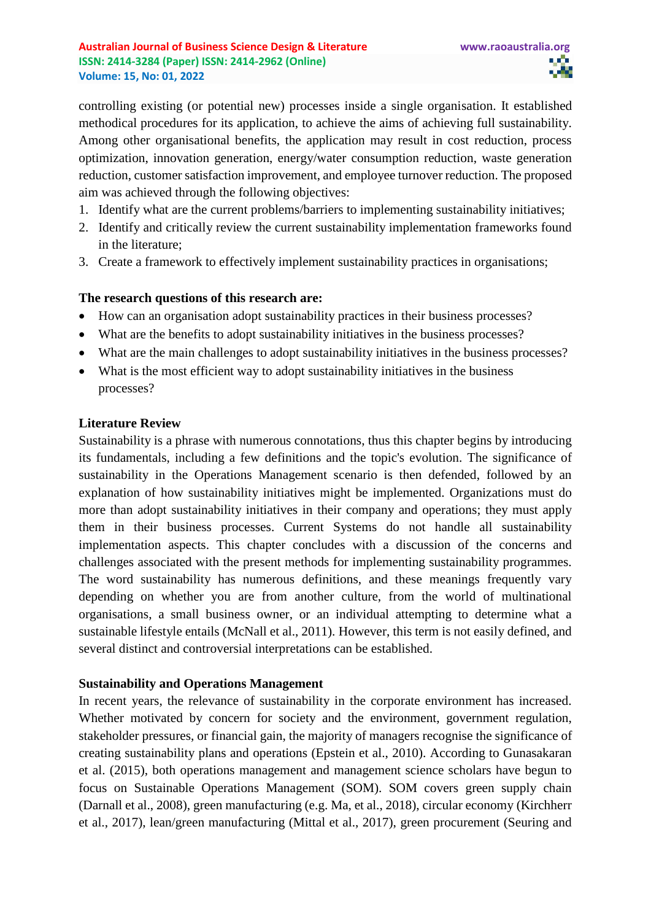controlling existing (or potential new) processes inside a single organisation. It established methodical procedures for its application, to achieve the aims of achieving full sustainability. Among other organisational benefits, the application may result in cost reduction, process optimization, innovation generation, energy/water consumption reduction, waste generation reduction, customer satisfaction improvement, and employee turnover reduction. The proposed aim was achieved through the following objectives:

1. Identify what are the current problems/barriers to implementing sustainability initiatives;
2. Identify and critically review the current sustainability implementation frameworks found in the literature;
3. Create a framework to effectively implement sustainability practices in organisations;

**The research questions of this research are:**

- How can an organisation adopt sustainability practices in their business processes?
- What are the benefits to adopt sustainability initiatives in the business processes?
- What are the main challenges to adopt sustainability initiatives in the business processes?
- What is the most efficient way to adopt sustainability initiatives in the business processes?

## Literature Review

Sustainability is a phrase with numerous connotations, thus this chapter begins by introducing its fundamentals, including a few definitions and the topic's evolution. The significance of sustainability in the Operations Management scenario is then defended, followed by an explanation of how sustainability initiatives might be implemented. Organizations must do more than adopt sustainability initiatives in their company and operations; they must apply them in their business processes. Current Systems do not handle all sustainability implementation aspects. This chapter concludes with a discussion of the concerns and challenges associated with the present methods for implementing sustainability programmes. The word sustainability has numerous definitions, and these meanings frequently vary depending on whether you are from another culture, from the world of multinational organisations, a small business owner, or an individual attempting to determine what a sustainable lifestyle entails (McNall et al., 2011). However, this term is not easily defined, and several distinct and controversial interpretations can be established.

### Sustainability and Operations Management

In recent years, the relevance of sustainability in the corporate environment has increased. Whether motivated by concern for society and the environment, government regulation, stakeholder pressures, or financial gain, the majority of managers recognise the significance of creating sustainability plans and operations (Epstein et al., 2010). According to Gunasakaran et al. (2015), both operations management and management science scholars have begun to focus on Sustainable Operations Management (SOM). SOM covers green supply chain (Darnall et al., 2008), green manufacturing (e.g. Ma, et al., 2018), circular economy (Kirchherr et al., 2017), lean/green manufacturing (Mittal et al., 2017), green procurement (Seuring and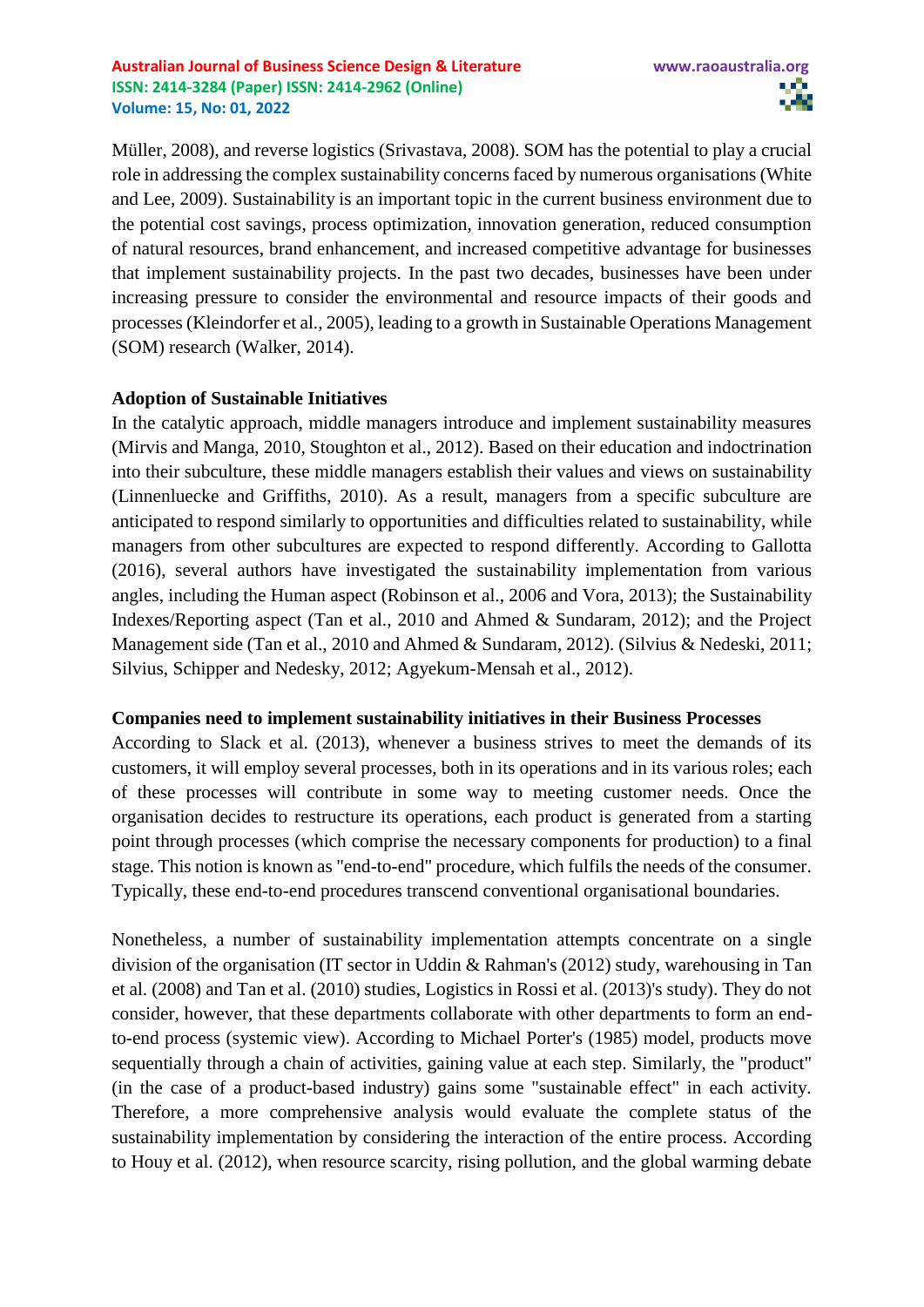Müller, 2008), and reverse logistics (Srivastava, 2008). SOM has the potential to play a crucial role in addressing the complex sustainability concerns faced by numerous organisations (White and Lee, 2009). Sustainability is an important topic in the current business environment due to the potential cost savings, process optimization, innovation generation, reduced consumption of natural resources, brand enhancement, and increased competitive advantage for businesses that implement sustainability projects. In the past two decades, businesses have been under increasing pressure to consider the environmental and resource impacts of their goods and processes (Kleindorfer et al., 2005), leading to a growth in Sustainable Operations Management (SOM) research (Walker, 2014).

**Adoption of Sustainable Initiatives**

In the catalytic approach, middle managers introduce and implement sustainability measures (Mirvis and Manga, 2010, Stoughton et al., 2012). Based on their education and indoctrination into their subculture, these middle managers establish their values and views on sustainability (Linnenluecke and Griffiths, 2010). As a result, managers from a specific subculture are anticipated to respond similarly to opportunities and difficulties related to sustainability, while managers from other subcultures are expected to respond differently. According to Gallotta (2016), several authors have investigated the sustainability implementation from various angles, including the Human aspect (Robinson et al., 2006 and Vora, 2013); the Sustainability Indexes/Reporting aspect (Tan et al., 2010 and Ahmed & Sundaram, 2012); and the Project Management side (Tan et al., 2010 and Ahmed & Sundaram, 2012). (Silvius & Nedeski, 2011; Silvius, Schipper and Nedesky, 2012; Agyekum-Mensah et al., 2012).

**Companies need to implement sustainability initiatives in their Business Processes**

According to Slack et al. (2013), whenever a business strives to meet the demands of its customers, it will employ several processes, both in its operations and in its various roles; each of these processes will contribute in some way to meeting customer needs. Once the organisation decides to restructure its operations, each product is generated from a starting point through processes (which comprise the necessary components for production) to a final stage. This notion is known as "end-to-end" procedure, which fulfils the needs of the consumer. Typically, these end-to-end procedures transcend conventional organisational boundaries.

Nonetheless, a number of sustainability implementation attempts concentrate on a single division of the organisation (IT sector in Uddin & Rahman's (2012) study, warehousing in Tan et al. (2008) and Tan et al. (2010) studies, Logistics in Rossi et al. (2013)'s study). They do not consider, however, that these departments collaborate with other departments to form an end-to-end process (systemic view). According to Michael Porter's (1985) model, products move sequentially through a chain of activities, gaining value at each step. Similarly, the "product" (in the case of a product-based industry) gains some "sustainable effect" in each activity. Therefore, a more comprehensive analysis would evaluate the complete status of the sustainability implementation by considering the interaction of the entire process. According to Houy et al. (2012), when resource scarcity, rising pollution, and the global warming debate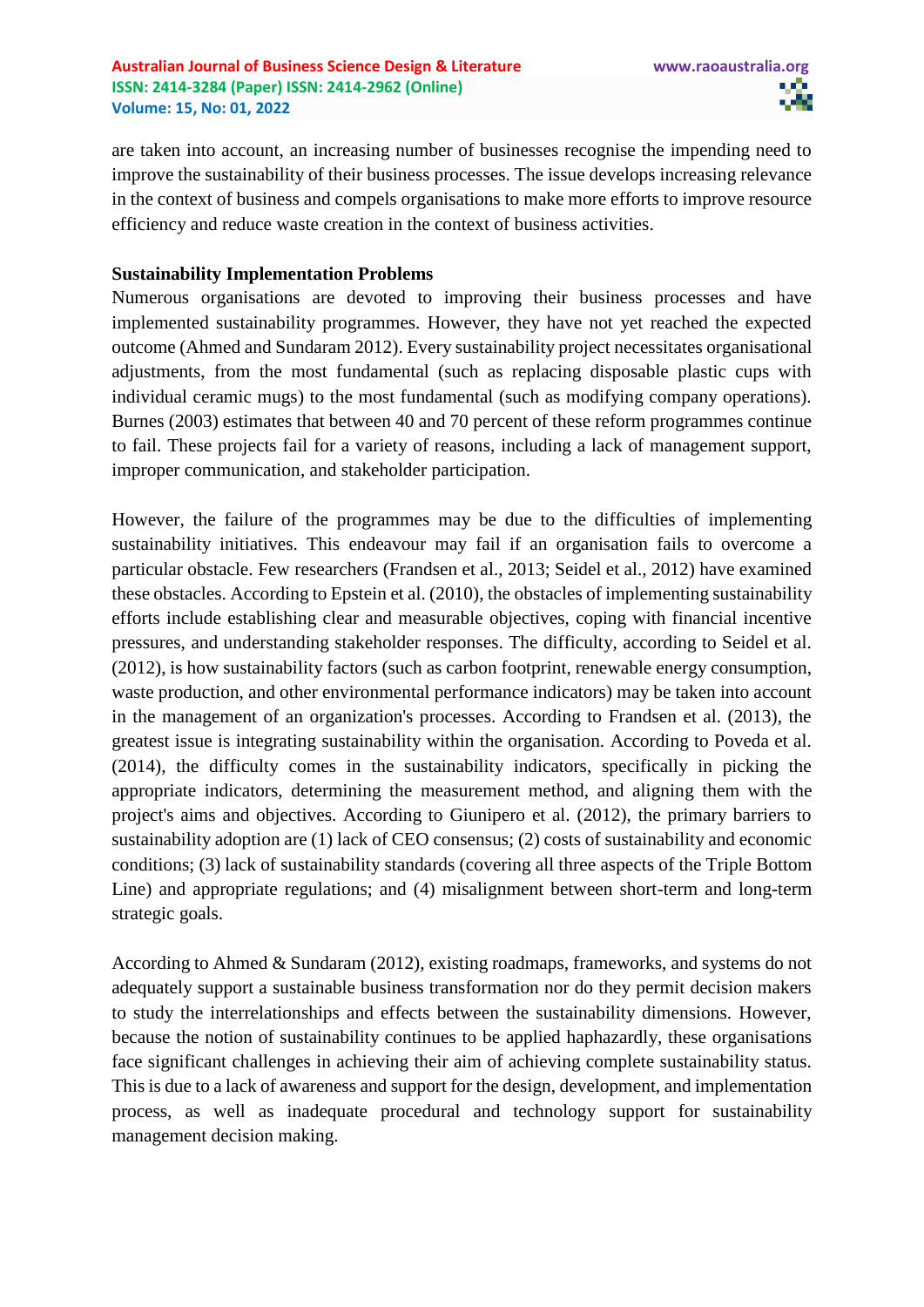are taken into account, an increasing number of businesses recognise the impending need to improve the sustainability of their business processes. The issue develops increasing relevance in the context of business and compels organisations to make more efforts to improve resource efficiency and reduce waste creation in the context of business activities.

**Sustainability Implementation Problems**

Numerous organisations are devoted to improving their business processes and have implemented sustainability programmes. However, they have not yet reached the expected outcome (Ahmed and Sundaram 2012). Every sustainability project necessitates organisational adjustments, from the most fundamental (such as replacing disposable plastic cups with individual ceramic mugs) to the most fundamental (such as modifying company operations). Burnes (2003) estimates that between 40 and 70 percent of these reform programmes continue to fail. These projects fail for a variety of reasons, including a lack of management support, improper communication, and stakeholder participation.

However, the failure of the programmes may be due to the difficulties of implementing sustainability initiatives. This endeavour may fail if an organisation fails to overcome a particular obstacle. Few researchers (Frandsen et al., 2013; Seidel et al., 2012) have examined these obstacles. According to Epstein et al. (2010), the obstacles of implementing sustainability efforts include establishing clear and measurable objectives, coping with financial incentive pressures, and understanding stakeholder responses. The difficulty, according to Seidel et al. (2012), is how sustainability factors (such as carbon footprint, renewable energy consumption, waste production, and other environmental performance indicators) may be taken into account in the management of an organization's processes. According to Frandsen et al. (2013), the greatest issue is integrating sustainability within the organisation. According to Poveda et al. (2014), the difficulty comes in the sustainability indicators, specifically in picking the appropriate indicators, determining the measurement method, and aligning them with the project's aims and objectives. According to Giunipero et al. (2012), the primary barriers to sustainability adoption are (1) lack of CEO consensus; (2) costs of sustainability and economic conditions; (3) lack of sustainability standards (covering all three aspects of the Triple Bottom Line) and appropriate regulations; and (4) misalignment between short-term and long-term strategic goals.

According to Ahmed & Sundaram (2012), existing roadmaps, frameworks, and systems do not adequately support a sustainable business transformation nor do they permit decision makers to study the interrelationships and effects between the sustainability dimensions. However, because the notion of sustainability continues to be applied haphazardly, these organisations face significant challenges in achieving their aim of achieving complete sustainability status. This is due to a lack of awareness and support for the design, development, and implementation process, as well as inadequate procedural and technology support for sustainability management decision making.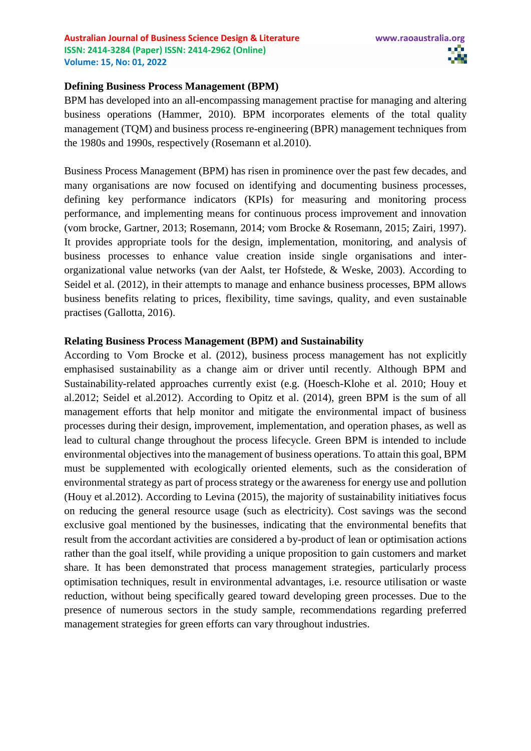**Defining Business Process Management (BPM)**

BPM has developed into an all-encompassing management practise for managing and altering business operations (Hammer, 2010). BPM incorporates elements of the total quality management (TQM) and business process re-engineering (BPR) management techniques from the 1980s and 1990s, respectively (Rosemann et al.2010).

Business Process Management (BPM) has risen in prominence over the past few decades, and many organisations are now focused on identifying and documenting business processes, defining key performance indicators (KPIs) for measuring and monitoring process performance, and implementing means for continuous process improvement and innovation (vom brocke, Gartner, 2013; Rosemann, 2014; vom Brocke & Rosemann, 2015; Zairi, 1997). It provides appropriate tools for the design, implementation, monitoring, and analysis of business processes to enhance value creation inside single organisations and inter-organizational value networks (van der Aalst, ter Hofstede, & Weske, 2003). According to Seidel et al. (2012), in their attempts to manage and enhance business processes, BPM allows business benefits relating to prices, flexibility, time savings, quality, and even sustainable practises (Gallotta, 2016).

**Relating Business Process Management (BPM) and Sustainability**

According to Vom Brocke et al. (2012), business process management has not explicitly emphasised sustainability as a change aim or driver until recently. Although BPM and Sustainability-related approaches currently exist (e.g. (Hoesch-Klohe et al. 2010; Houy et al.2012; Seidel et al.2012). According to Opitz et al. (2014), green BPM is the sum of all management efforts that help monitor and mitigate the environmental impact of business processes during their design, improvement, implementation, and operation phases, as well as lead to cultural change throughout the process lifecycle. Green BPM is intended to include environmental objectives into the management of business operations. To attain this goal, BPM must be supplemented with ecologically oriented elements, such as the consideration of environmental strategy as part of process strategy or the awareness for energy use and pollution (Houy et al.2012). According to Levina (2015), the majority of sustainability initiatives focus on reducing the general resource usage (such as electricity). Cost savings was the second exclusive goal mentioned by the businesses, indicating that the environmental benefits that result from the accordant activities are considered a by-product of lean or optimisation actions rather than the goal itself, while providing a unique proposition to gain customers and market share. It has been demonstrated that process management strategies, particularly process optimisation techniques, result in environmental advantages, i.e. resource utilisation or waste reduction, without being specifically geared toward developing green processes. Due to the presence of numerous sectors in the study sample, recommendations regarding preferred management strategies for green efforts can vary throughout industries.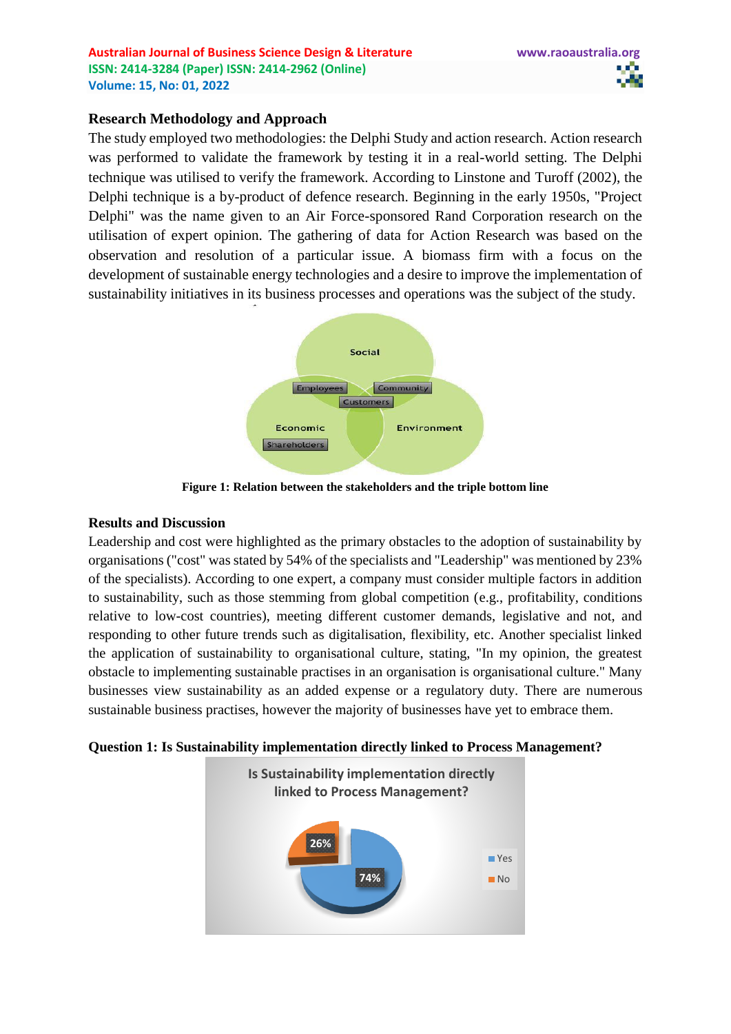## Research Methodology and Approach

The study employed two methodologies: the Delphi Study and action research. Action research was performed to validate the framework by testing it in a real-world setting. The Delphi technique was utilised to verify the framework. According to Linstone and Turoff (2002), the Delphi technique is a by-product of defence research. Beginning in the early 1950s, "Project Delphi" was the name given to an Air Force-sponsored Rand Corporation research on the utilisation of expert opinion. The gathering of data for Action Research was based on the observation and resolution of a particular issue. A biomass firm with a focus on the development of sustainable energy technologies and a desire to improve the implementation of sustainability initiatives in its business processes and operations was the subject of the study.

**Figure 1: Relation between the stakeholders and the triple bottom line**

## Results and Discussion

Leadership and cost were highlighted as the primary obstacles to the adoption of sustainability by organisations ("cost" was stated by 54% of the specialists and "Leadership" was mentioned by 23% of the specialists). According to one expert, a company must consider multiple factors in addition to sustainability, such as those stemming from global competition (e.g., profitability, conditions relative to low-cost countries), meeting different customer demands, legislative and not, and responding to other future trends such as digitalisation, flexibility, etc. Another specialist linked the application of sustainability to organisational culture, stating, "In my opinion, the greatest obstacle to implementing sustainable practises in an organisation is organisational culture." Many businesses view sustainability as an added expense or a regulatory duty. There are numerous sustainable business practises, however the majority of businesses have yet to embrace them.

**Question 1: Is Sustainability implementation directly linked to Process Management?**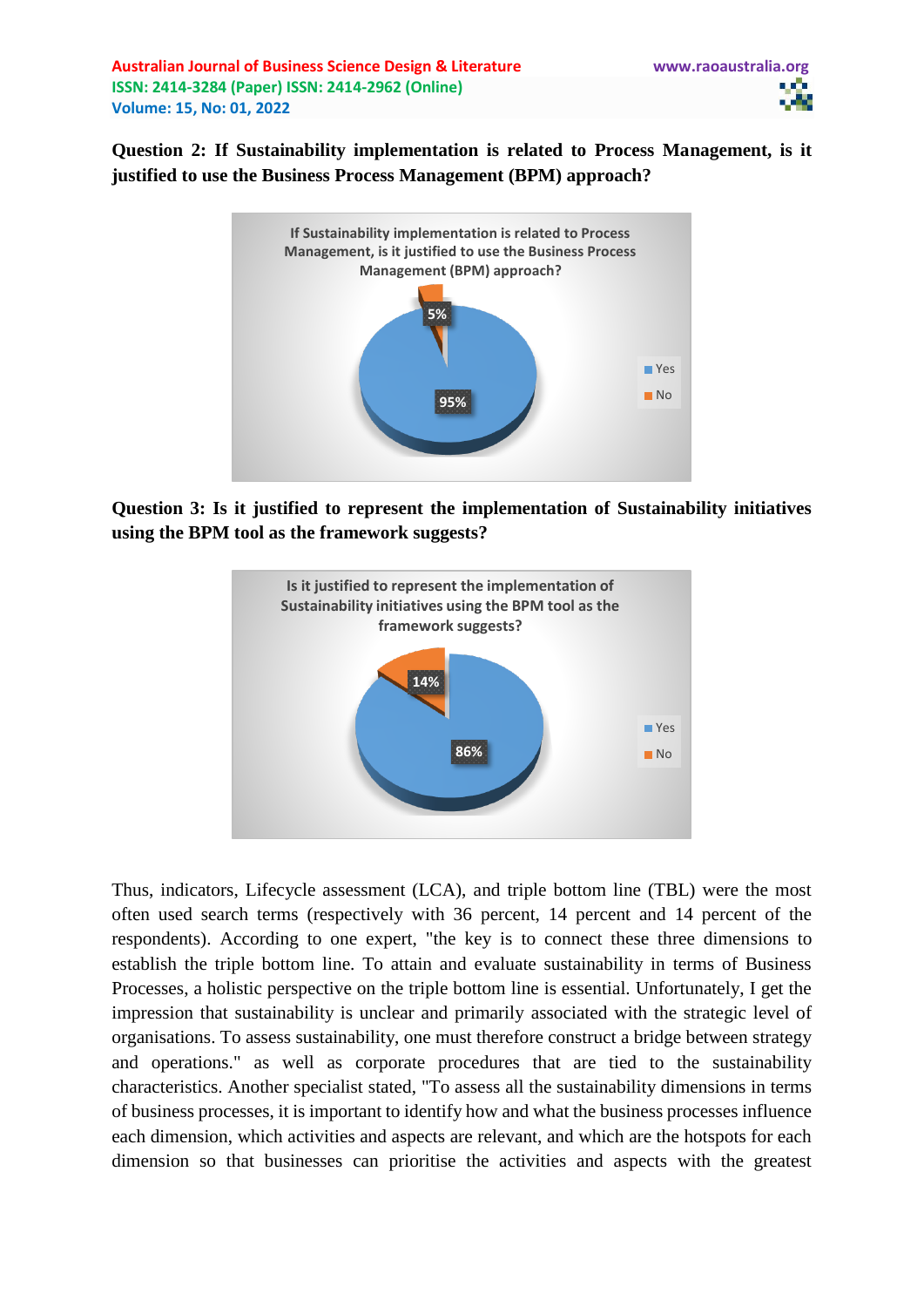**Question 2: If Sustainability implementation is related to Process Management, is it justified to use the Business Process Management (BPM) approach?**

If Sustainability implementation is related to Process Management, is it justified to use the Business Process Management (BPM) approach?

- Yes: 95%
- No: 5%

**Question 3: Is it justified to represent the implementation of Sustainability initiatives using the BPM tool as the framework suggests?**

Is it justified to represent the implementation of Sustainability initiatives using the BPM tool as the framework suggests?

- Yes: 86%
- No: 14%

Thus, indicators, Lifecycle assessment (LCA), and triple bottom line (TBL) were the most often used search terms (respectively with 36 percent, 14 percent and 14 percent of the respondents). According to one expert, "the key is to connect these three dimensions to establish the triple bottom line. To attain and evaluate sustainability in terms of Business Processes, a holistic perspective on the triple bottom line is essential. Unfortunately, I get the impression that sustainability is unclear and primarily associated with the strategic level of organisations. To assess sustainability, one must therefore construct a bridge between strategy and operations." as well as corporate procedures that are tied to the sustainability characteristics. Another specialist stated, "To assess all the sustainability dimensions in terms of business processes, it is important to identify how and what the business processes influence each dimension, which activities and aspects are relevant, and which are the hotspots for each dimension so that businesses can prioritise the activities and aspects with the greatest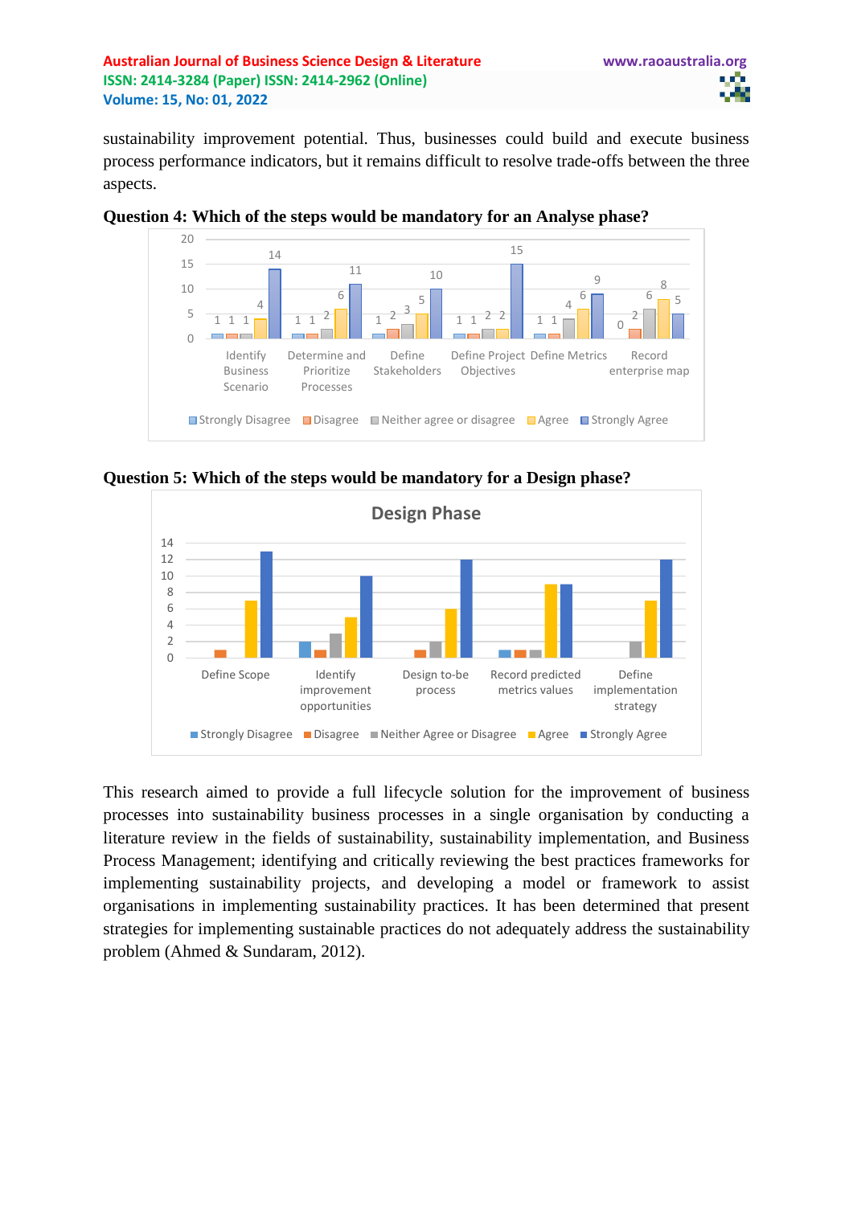sustainability improvement potential. Thus, businesses could build and execute business process performance indicators, but it remains difficult to resolve trade-offs between the three aspects.

**Question 4: Which of the steps would be mandatory for an Analyse phase?**

**Question 5: Which of the steps would be mandatory for a Design phase?**

This research aimed to provide a full lifecycle solution for the improvement of business processes into sustainability business processes in a single organisation by conducting a literature review in the fields of sustainability, sustainability implementation, and Business Process Management; identifying and critically reviewing the best practices frameworks for implementing sustainability projects, and developing a model or framework to assist organisations in implementing sustainability practices. It has been determined that present strategies for implementing sustainable practices do not adequately address the sustainability problem (Ahmed & Sundaram, 2012).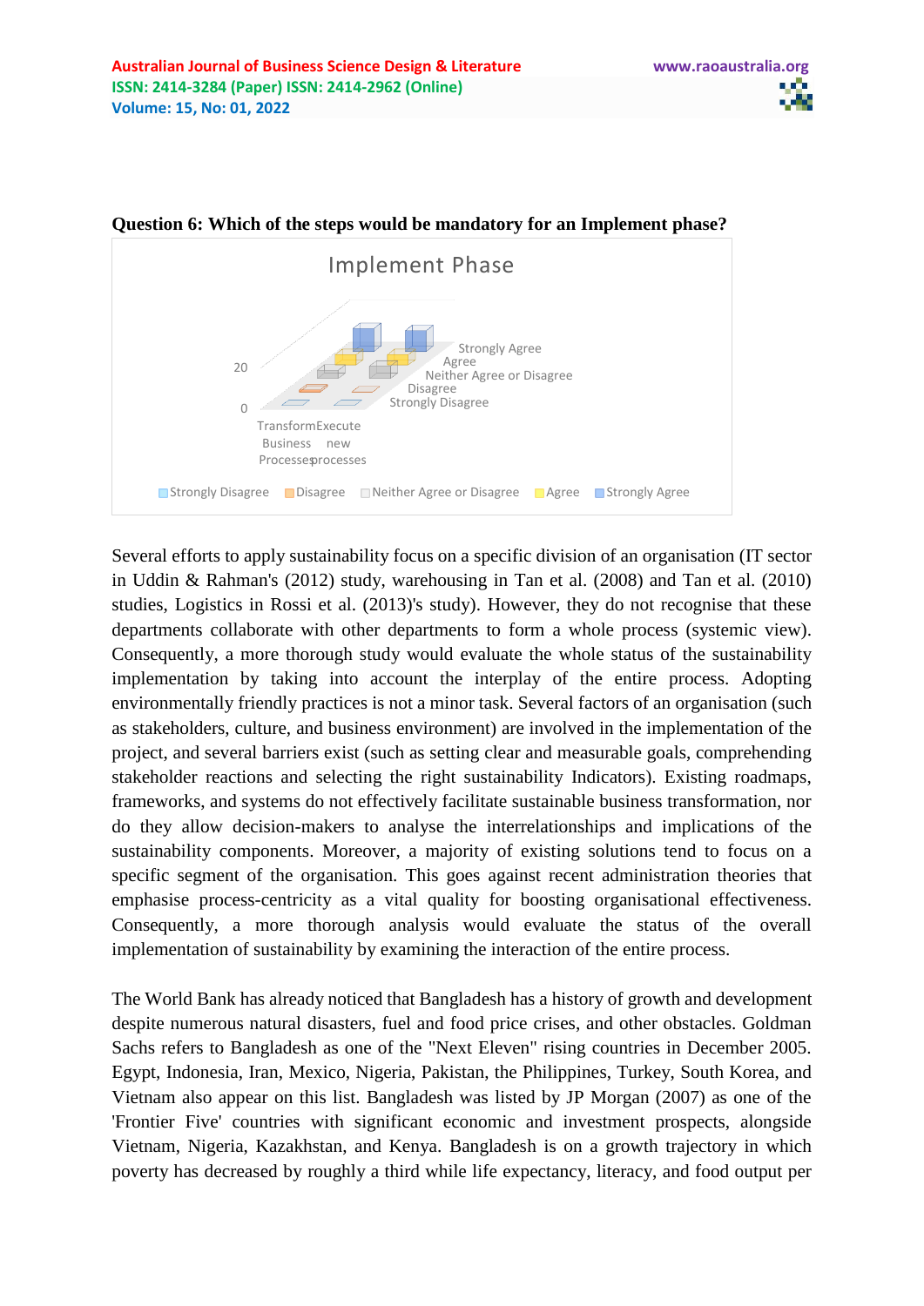**Question 6: Which of the steps would be mandatory for an Implement phase?**

Implement Phase

20

0

Strongly Agree
Agree
Neither Agree or Disagree
Disagree
Strongly Disagree

Transform Business Processes | Execute new processes

Strongly Disagree | Disagree | Neither Agree or Disagree | Agree | Strongly Agree

Several efforts to apply sustainability focus on a specific division of an organisation (IT sector in Uddin & Rahman's (2012) study, warehousing in Tan et al. (2008) and Tan et al. (2010) studies, Logistics in Rossi et al. (2013)'s study). However, they do not recognise that these departments collaborate with other departments to form a whole process (systemic view). Consequently, a more thorough study would evaluate the whole status of the sustainability implementation by taking into account the interplay of the entire process. Adopting environmentally friendly practices is not a minor task. Several factors of an organisation (such as stakeholders, culture, and business environment) are involved in the implementation of the project, and several barriers exist (such as setting clear and measurable goals, comprehending stakeholder reactions and selecting the right sustainability Indicators). Existing roadmaps, frameworks, and systems do not effectively facilitate sustainable business transformation, nor do they allow decision-makers to analyse the interrelationships and implications of the sustainability components. Moreover, a majority of existing solutions tend to focus on a specific segment of the organisation. This goes against recent administration theories that emphasise process-centricity as a vital quality for boosting organisational effectiveness. Consequently, a more thorough analysis would evaluate the status of the overall implementation of sustainability by examining the interaction of the entire process.

The World Bank has already noticed that Bangladesh has a history of growth and development despite numerous natural disasters, fuel and food price crises, and other obstacles. Goldman Sachs refers to Bangladesh as one of the "Next Eleven" rising countries in December 2005. Egypt, Indonesia, Iran, Mexico, Nigeria, Pakistan, the Philippines, Turkey, South Korea, and Vietnam also appear on this list. Bangladesh was listed by JP Morgan (2007) as one of the 'Frontier Five' countries with significant economic and investment prospects, alongside Vietnam, Nigeria, Kazakhstan, and Kenya. Bangladesh is on a growth trajectory in which poverty has decreased by roughly a third while life expectancy, literacy, and food output per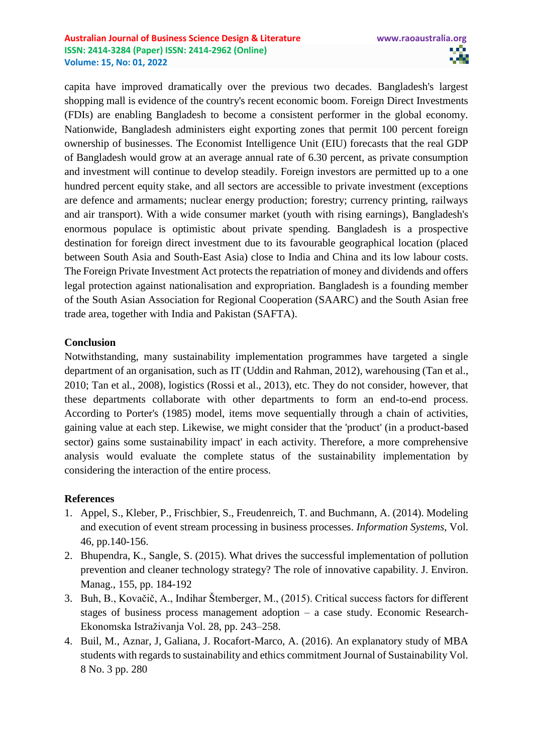capita have improved dramatically over the previous two decades. Bangladesh's largest shopping mall is evidence of the country's recent economic boom. Foreign Direct Investments (FDIs) are enabling Bangladesh to become a consistent performer in the global economy. Nationwide, Bangladesh administers eight exporting zones that permit 100 percent foreign ownership of businesses. The Economist Intelligence Unit (EIU) forecasts that the real GDP of Bangladesh would grow at an average annual rate of 6.30 percent, as private consumption and investment will continue to develop steadily. Foreign investors are permitted up to a one hundred percent equity stake, and all sectors are accessible to private investment (exceptions are defence and armaments; nuclear energy production; forestry; currency printing, railways and air transport). With a wide consumer market (youth with rising earnings), Bangladesh's enormous populace is optimistic about private spending. Bangladesh is a prospective destination for foreign direct investment due to its favourable geographical location (placed between South Asia and South-East Asia) close to India and China and its low labour costs. The Foreign Private Investment Act protects the repatriation of money and dividends and offers legal protection against nationalisation and expropriation. Bangladesh is a founding member of the South Asian Association for Regional Cooperation (SAARC) and the South Asian free trade area, together with India and Pakistan (SAFTA).

## Conclusion

Notwithstanding, many sustainability implementation programmes have targeted a single department of an organisation, such as IT (Uddin and Rahman, 2012), warehousing (Tan et al., 2010; Tan et al., 2008), logistics (Rossi et al., 2013), etc. They do not consider, however, that these departments collaborate with other departments to form an end-to-end process. According to Porter's (1985) model, items move sequentially through a chain of activities, gaining value at each step. Likewise, we might consider that the 'product' (in a product-based sector) gains some sustainability impact' in each activity. Therefore, a more comprehensive analysis would evaluate the complete status of the sustainability implementation by considering the interaction of the entire process.

## References

1. Appel, S., Kleber, P., Frischbier, S., Freudenreich, T. and Buchmann, A. (2014). Modeling and execution of event stream processing in business processes. *Information Systems*, Vol. 46, pp.140-156.
2. Bhupendra, K., Sangle, S. (2015). What drives the successful implementation of pollution prevention and cleaner technology strategy? The role of innovative capability. J. Environ. Manag., 155, pp. 184-192
3. Buh, B., Kovačič, A., Indihar Štemberger, M., (2015). Critical success factors for different stages of business process management adoption – a case study. Economic Research-Ekonomska Istraživanja Vol. 28, pp. 243–258.
4. Buil, M., Aznar, J, Galiana, J. Rocafort-Marco, A. (2016). An explanatory study of MBA students with regards to sustainability and ethics commitment Journal of Sustainability Vol. 8 No. 3 pp. 280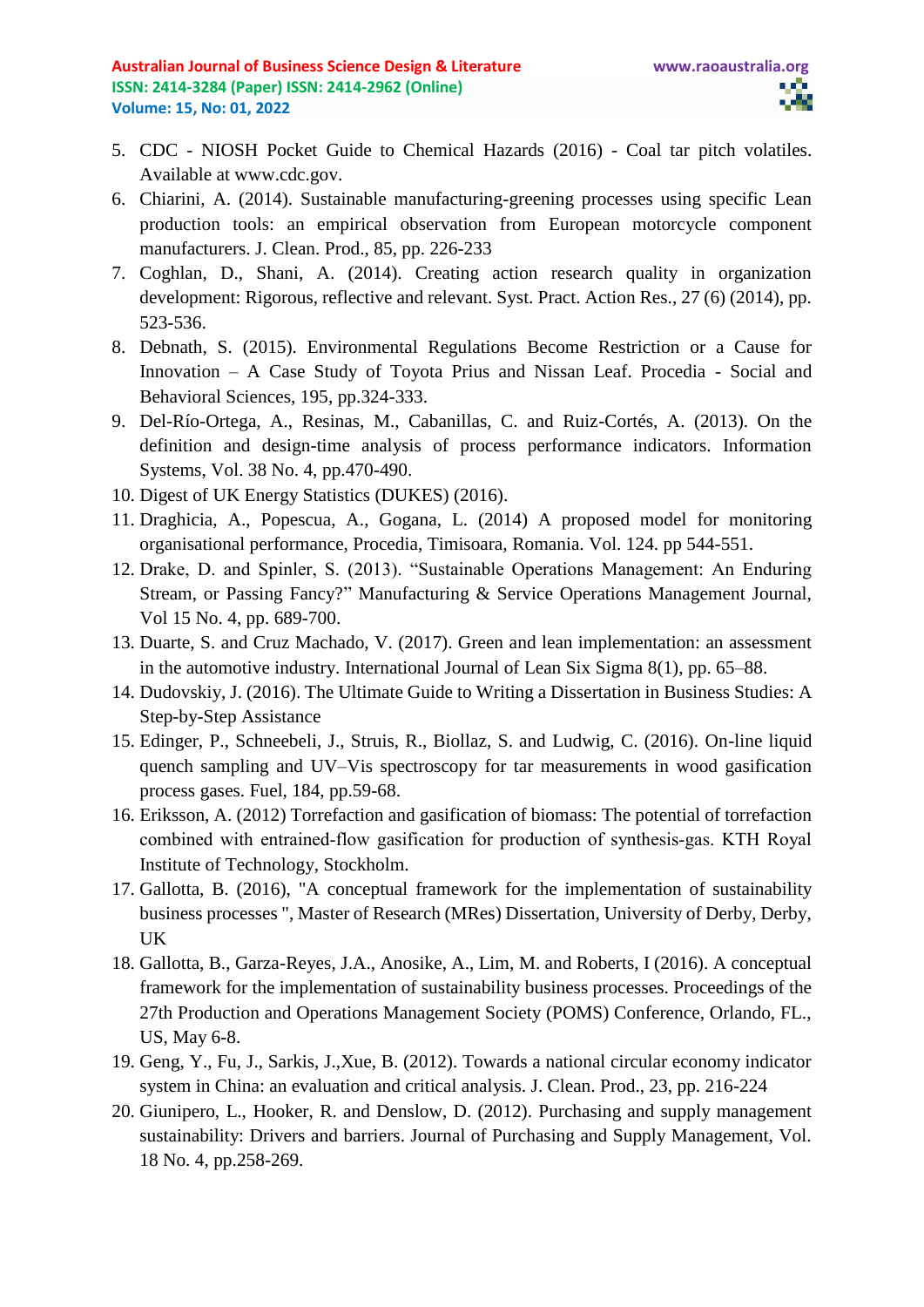5. CDC - NIOSH Pocket Guide to Chemical Hazards (2016) - Coal tar pitch volatiles. Available at www.cdc.gov.
6. Chiarini, A. (2014). Sustainable manufacturing-greening processes using specific Lean production tools: an empirical observation from European motorcycle component manufacturers. J. Clean. Prod., 85, pp. 226-233
7. Coghlan, D., Shani, A. (2014). Creating action research quality in organization development: Rigorous, reflective and relevant. Syst. Pract. Action Res., 27 (6) (2014), pp. 523-536.
8. Debnath, S. (2015). Environmental Regulations Become Restriction or a Cause for Innovation – A Case Study of Toyota Prius and Nissan Leaf. Procedia - Social and Behavioral Sciences, 195, pp.324-333.
9. Del-Río-Ortega, A., Resinas, M., Cabanillas, C. and Ruiz-Cortés, A. (2013). On the definition and design-time analysis of process performance indicators. Information Systems, Vol. 38 No. 4, pp.470-490.
10. Digest of UK Energy Statistics (DUKES) (2016).
11. Draghicia, A., Popescua, A., Gogana, L. (2014) A proposed model for monitoring organisational performance, Procedia, Timisoara, Romania. Vol. 124. pp 544-551.
12. Drake, D. and Spinler, S. (2013). "Sustainable Operations Management: An Enduring Stream, or Passing Fancy?" Manufacturing & Service Operations Management Journal, Vol 15 No. 4, pp. 689-700.
13. Duarte, S. and Cruz Machado, V. (2017). Green and lean implementation: an assessment in the automotive industry. International Journal of Lean Six Sigma 8(1), pp. 65–88.
14. Dudovskiy, J. (2016). The Ultimate Guide to Writing a Dissertation in Business Studies: A Step-by-Step Assistance
15. Edinger, P., Schneebeli, J., Struis, R., Biollaz, S. and Ludwig, C. (2016). On-line liquid quench sampling and UV–Vis spectroscopy for tar measurements in wood gasification process gases. Fuel, 184, pp.59-68.
16. Eriksson, A. (2012) Torrefaction and gasification of biomass: The potential of torrefaction combined with entrained-flow gasification for production of synthesis-gas. KTH Royal Institute of Technology, Stockholm.
17. Gallotta, B. (2016), "A conceptual framework for the implementation of sustainability business processes ", Master of Research (MRes) Dissertation, University of Derby, Derby, UK
18. Gallotta, B., Garza-Reyes, J.A., Anosike, A., Lim, M. and Roberts, I (2016). A conceptual framework for the implementation of sustainability business processes. Proceedings of the 27th Production and Operations Management Society (POMS) Conference, Orlando, FL., US, May 6-8.
19. Geng, Y., Fu, J., Sarkis, J.,Xue, B. (2012). Towards a national circular economy indicator system in China: an evaluation and critical analysis. J. Clean. Prod., 23, pp. 216-224
20. Giunipero, L., Hooker, R. and Denslow, D. (2012). Purchasing and supply management sustainability: Drivers and barriers. Journal of Purchasing and Supply Management, Vol. 18 No. 4, pp.258-269.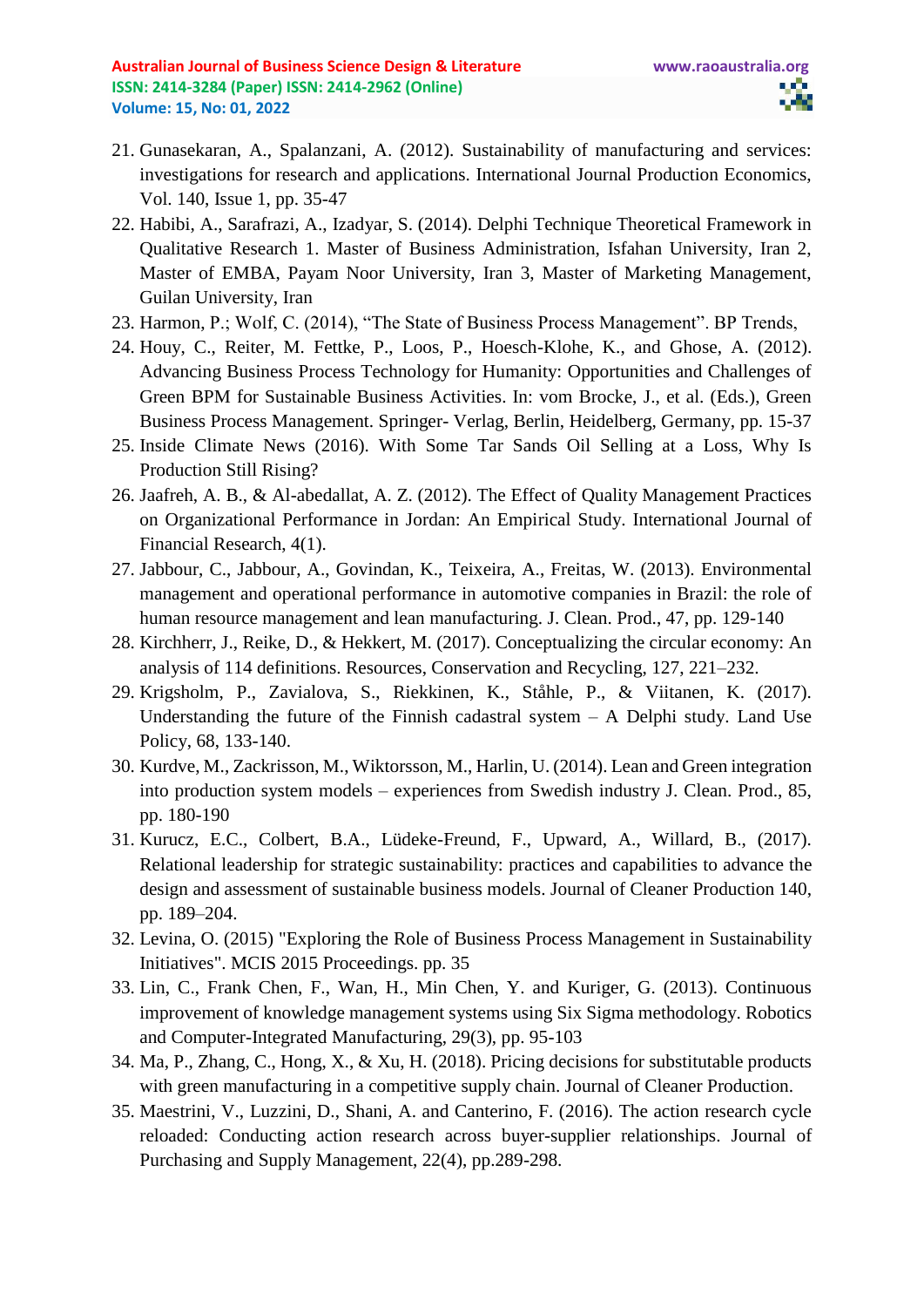21. Gunasekaran, A., Spalanzani, A. (2012). Sustainability of manufacturing and services: investigations for research and applications. International Journal Production Economics, Vol. 140, Issue 1, pp. 35-47
22. Habibi, A., Sarafrazi, A., Izadyar, S. (2014). Delphi Technique Theoretical Framework in Qualitative Research 1. Master of Business Administration, Isfahan University, Iran 2, Master of EMBA, Payam Noor University, Iran 3, Master of Marketing Management, Guilan University, Iran
23. Harmon, P.; Wolf, C. (2014), "The State of Business Process Management". BP Trends,
24. Houy, C., Reiter, M. Fettke, P., Loos, P., Hoesch-Klohe, K., and Ghose, A. (2012). Advancing Business Process Technology for Humanity: Opportunities and Challenges of Green BPM for Sustainable Business Activities. In: vom Brocke, J., et al. (Eds.), Green Business Process Management. Springer- Verlag, Berlin, Heidelberg, Germany, pp. 15-37
25. Inside Climate News (2016). With Some Tar Sands Oil Selling at a Loss, Why Is Production Still Rising?
26. Jaafreh, A. B., & Al-abedallat, A. Z. (2012). The Effect of Quality Management Practices on Organizational Performance in Jordan: An Empirical Study. International Journal of Financial Research, 4(1).
27. Jabbour, C., Jabbour, A., Govindan, K., Teixeira, A., Freitas, W. (2013). Environmental management and operational performance in automotive companies in Brazil: the role of human resource management and lean manufacturing. J. Clean. Prod., 47, pp. 129-140
28. Kirchherr, J., Reike, D., & Hekkert, M. (2017). Conceptualizing the circular economy: An analysis of 114 definitions. Resources, Conservation and Recycling, 127, 221–232.
29. Krigsholm, P., Zavialova, S., Riekkinen, K., Ståhle, P., & Viitanen, K. (2017). Understanding the future of the Finnish cadastral system – A Delphi study. Land Use Policy, 68, 133-140.
30. Kurdve, M., Zackrisson, M., Wiktorsson, M., Harlin, U. (2014). Lean and Green integration into production system models – experiences from Swedish industry J. Clean. Prod., 85, pp. 180-190
31. Kurucz, E.C., Colbert, B.A., Lüdeke-Freund, F., Upward, A., Willard, B., (2017). Relational leadership for strategic sustainability: practices and capabilities to advance the design and assessment of sustainable business models. Journal of Cleaner Production 140, pp. 189–204.
32. Levina, O. (2015) "Exploring the Role of Business Process Management in Sustainability Initiatives". MCIS 2015 Proceedings. pp. 35
33. Lin, C., Frank Chen, F., Wan, H., Min Chen, Y. and Kuriger, G. (2013). Continuous improvement of knowledge management systems using Six Sigma methodology. Robotics and Computer-Integrated Manufacturing, 29(3), pp. 95-103
34. Ma, P., Zhang, C., Hong, X., & Xu, H. (2018). Pricing decisions for substitutable products with green manufacturing in a competitive supply chain. Journal of Cleaner Production.
35. Maestrini, V., Luzzini, D., Shani, A. and Canterino, F. (2016). The action research cycle reloaded: Conducting action research across buyer-supplier relationships. Journal of Purchasing and Supply Management, 22(4), pp.289-298.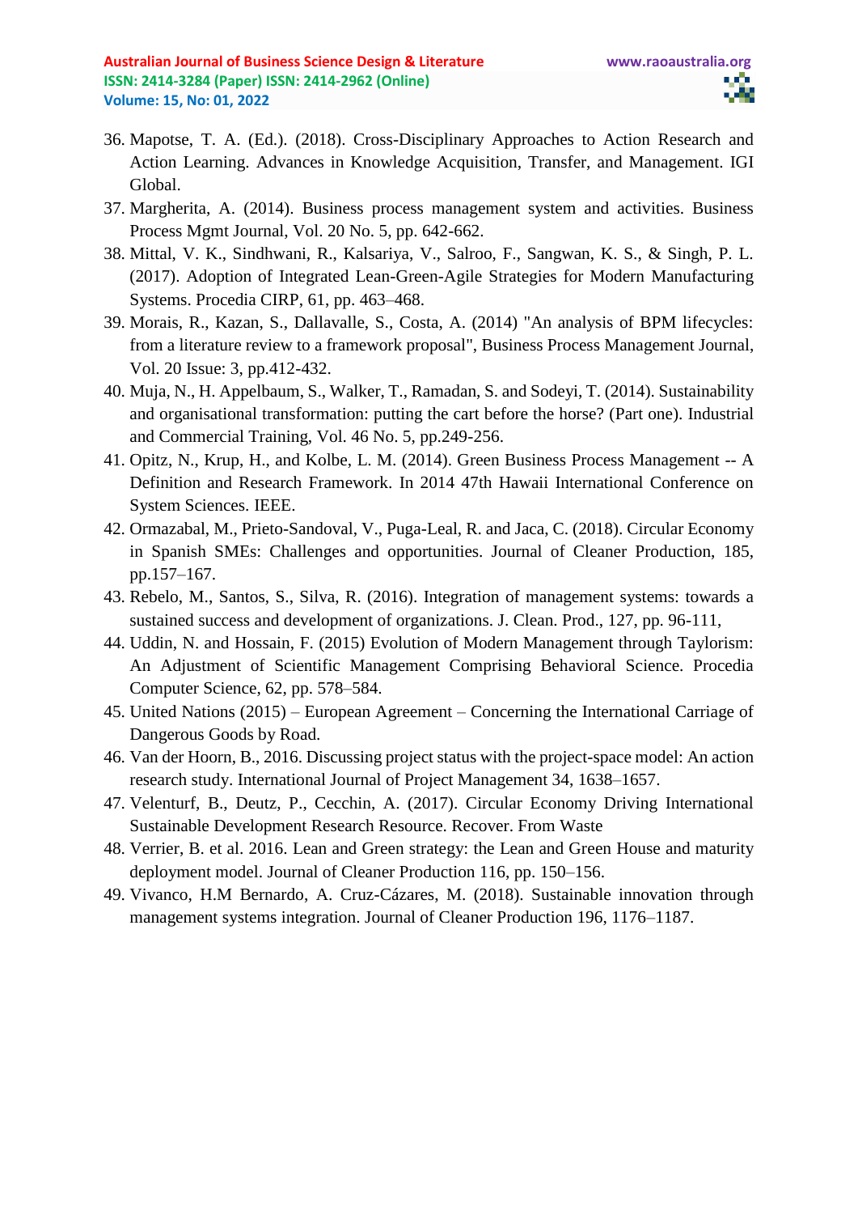36. Mapotse, T. A. (Ed.). (2018). Cross-Disciplinary Approaches to Action Research and Action Learning. Advances in Knowledge Acquisition, Transfer, and Management. IGI Global.
37. Margherita, A. (2014). Business process management system and activities. Business Process Mgmt Journal, Vol. 20 No. 5, pp. 642-662.
38. Mittal, V. K., Sindhwani, R., Kalsariya, V., Salroo, F., Sangwan, K. S., & Singh, P. L. (2017). Adoption of Integrated Lean-Green-Agile Strategies for Modern Manufacturing Systems. Procedia CIRP, 61, pp. 463–468.
39. Morais, R., Kazan, S., Dallavalle, S., Costa, A. (2014) "An analysis of BPM lifecycles: from a literature review to a framework proposal", Business Process Management Journal, Vol. 20 Issue: 3, pp.412-432.
40. Muja, N., H. Appelbaum, S., Walker, T., Ramadan, S. and Sodeyi, T. (2014). Sustainability and organisational transformation: putting the cart before the horse? (Part one). Industrial and Commercial Training, Vol. 46 No. 5, pp.249-256.
41. Opitz, N., Krup, H., and Kolbe, L. M. (2014). Green Business Process Management -- A Definition and Research Framework. In 2014 47th Hawaii International Conference on System Sciences. IEEE.
42. Ormazabal, M., Prieto-Sandoval, V., Puga-Leal, R. and Jaca, C. (2018). Circular Economy in Spanish SMEs: Challenges and opportunities. Journal of Cleaner Production, 185, pp.157–167.
43. Rebelo, M., Santos, S., Silva, R. (2016). Integration of management systems: towards a sustained success and development of organizations. J. Clean. Prod., 127, pp. 96-111,
44. Uddin, N. and Hossain, F. (2015) Evolution of Modern Management through Taylorism: An Adjustment of Scientific Management Comprising Behavioral Science. Procedia Computer Science, 62, pp. 578–584.
45. United Nations (2015) – European Agreement – Concerning the International Carriage of Dangerous Goods by Road.
46. Van der Hoorn, B., 2016. Discussing project status with the project-space model: An action research study. International Journal of Project Management 34, 1638–1657.
47. Velenturf, B., Deutz, P., Cecchin, A. (2017). Circular Economy Driving International Sustainable Development Research Resource. Recover. From Waste
48. Verrier, B. et al. 2016. Lean and Green strategy: the Lean and Green House and maturity deployment model. Journal of Cleaner Production 116, pp. 150–156.
49. Vivanco, H.M Bernardo, A. Cruz-Cázares, M. (2018). Sustainable innovation through management systems integration. Journal of Cleaner Production 196, 1176–1187.